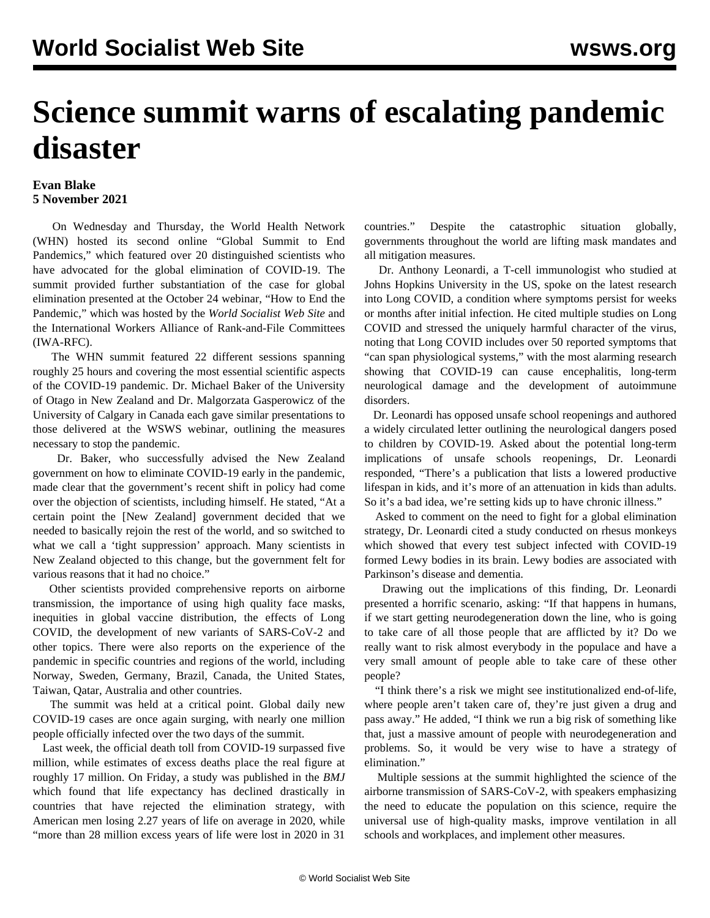# Science summit warns of escalating pandemic disaster

**Evan Blake**
**5 November 2021**

On Wednesday and Thursday, the World Health Network (WHN) hosted its second online "Global Summit to End Pandemics," which featured over 20 distinguished scientists who have advocated for the global elimination of COVID-19. The summit provided further substantiation of the case for global elimination presented at the October 24 webinar, "How to End the Pandemic," which was hosted by the *World Socialist Web Site* and the International Workers Alliance of Rank-and-File Committees (IWA-RFC).

The WHN summit featured 22 different sessions spanning roughly 25 hours and covering the most essential scientific aspects of the COVID-19 pandemic. Dr. Michael Baker of the University of Otago in New Zealand and Dr. Malgorzata Gasperowicz of the University of Calgary in Canada each gave similar presentations to those delivered at the WSWS webinar, outlining the measures necessary to stop the pandemic.

Dr. Baker, who successfully advised the New Zealand government on how to eliminate COVID-19 early in the pandemic, made clear that the government's recent shift in policy had come over the objection of scientists, including himself. He stated, "At a certain point the [New Zealand] government decided that we needed to basically rejoin the rest of the world, and so switched to what we call a 'tight suppression' approach. Many scientists in New Zealand objected to this change, but the government felt for various reasons that it had no choice."

Other scientists provided comprehensive reports on airborne transmission, the importance of using high quality face masks, inequities in global vaccine distribution, the effects of Long COVID, the development of new variants of SARS-CoV-2 and other topics. There were also reports on the experience of the pandemic in specific countries and regions of the world, including Norway, Sweden, Germany, Brazil, Canada, the United States, Taiwan, Qatar, Australia and other countries.

The summit was held at a critical point. Global daily new COVID-19 cases are once again surging, with nearly one million people officially infected over the two days of the summit.

Last week, the official death toll from COVID-19 surpassed five million, while estimates of excess deaths place the real figure at roughly 17 million. On Friday, a study was published in the *BMJ* which found that life expectancy has declined drastically in countries that have rejected the elimination strategy, with American men losing 2.27 years of life on average in 2020, while "more than 28 million excess years of life were lost in 2020 in 31 countries." Despite the catastrophic situation globally, governments throughout the world are lifting mask mandates and all mitigation measures.

Dr. Anthony Leonardi, a T-cell immunologist who studied at Johns Hopkins University in the US, spoke on the latest research into Long COVID, a condition where symptoms persist for weeks or months after initial infection. He cited multiple studies on Long COVID and stressed the uniquely harmful character of the virus, noting that Long COVID includes over 50 reported symptoms that "can span physiological systems," with the most alarming research showing that COVID-19 can cause encephalitis, long-term neurological damage and the development of autoimmune disorders.

Dr. Leonardi has opposed unsafe school reopenings and authored a widely circulated letter outlining the neurological dangers posed to children by COVID-19. Asked about the potential long-term implications of unsafe schools reopenings, Dr. Leonardi responded, "There's a publication that lists a lowered productive lifespan in kids, and it's more of an attenuation in kids than adults. So it's a bad idea, we're setting kids up to have chronic illness."

Asked to comment on the need to fight for a global elimination strategy, Dr. Leonardi cited a study conducted on rhesus monkeys which showed that every test subject infected with COVID-19 formed Lewy bodies in its brain. Lewy bodies are associated with Parkinson's disease and dementia.

Drawing out the implications of this finding, Dr. Leonardi presented a horrific scenario, asking: "If that happens in humans, if we start getting neurodegeneration down the line, who is going to take care of all those people that are afflicted by it? Do we really want to risk almost everybody in the populace and have a very small amount of people able to take care of these other people?

"I think there's a risk we might see institutionalized end-of-life, where people aren't taken care of, they're just given a drug and pass away." He added, "I think we run a big risk of something like that, just a massive amount of people with neurodegeneration and problems. So, it would be very wise to have a strategy of elimination."

Multiple sessions at the summit highlighted the science of the airborne transmission of SARS-CoV-2, with speakers emphasizing the need to educate the population on this science, require the universal use of high-quality masks, improve ventilation in all schools and workplaces, and implement other measures.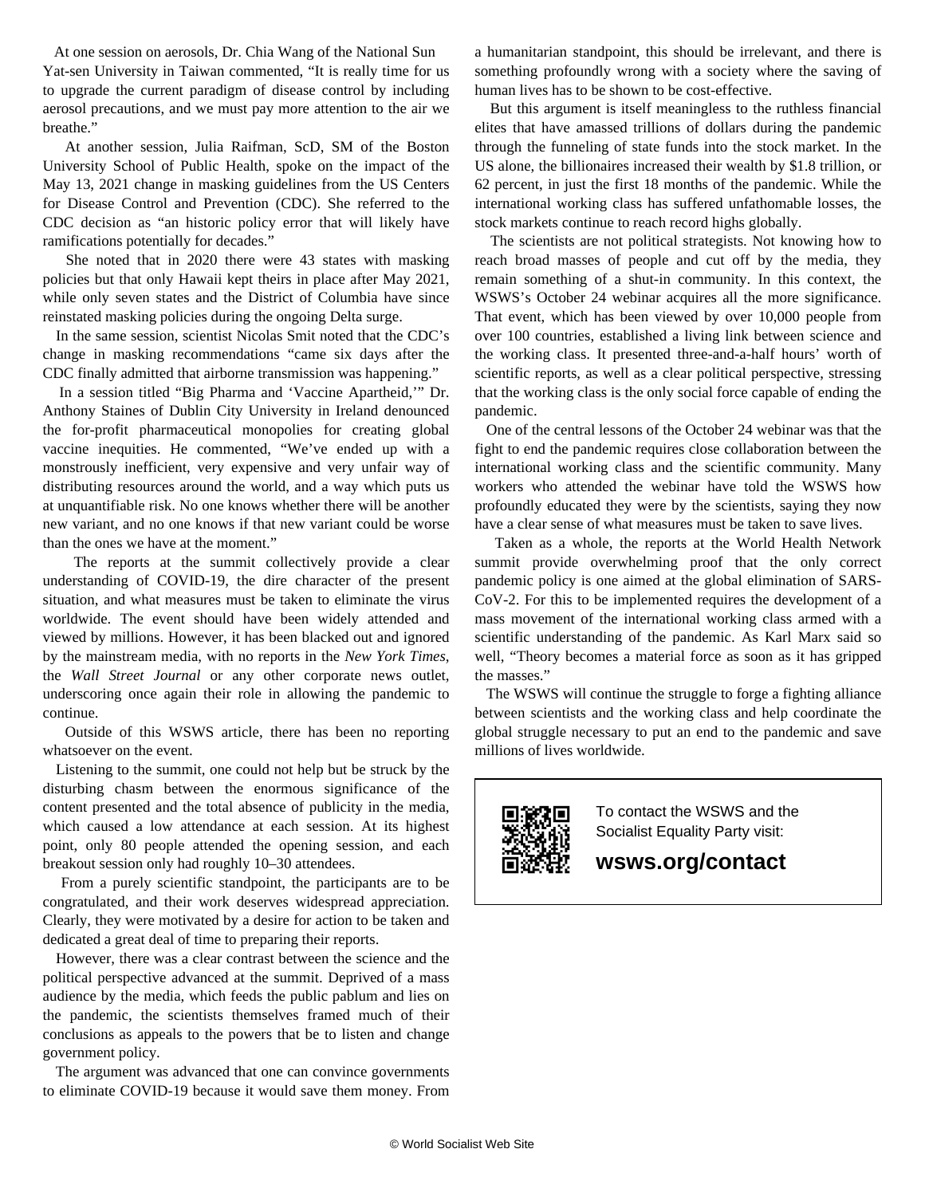At one session on aerosols, Dr. Chia Wang of the National Sun Yat-sen University in Taiwan commented, "It is really time for us to upgrade the current paradigm of disease control by including aerosol precautions, and we must pay more attention to the air we breathe."

At another session, Julia Raifman, ScD, SM of the Boston University School of Public Health, spoke on the impact of the May 13, 2021 change in masking guidelines from the US Centers for Disease Control and Prevention (CDC). She referred to the CDC decision as "an historic policy error that will likely have ramifications potentially for decades."

She noted that in 2020 there were 43 states with masking policies but that only Hawaii kept theirs in place after May 2021, while only seven states and the District of Columbia have since reinstated masking policies during the ongoing Delta surge.

In the same session, scientist Nicolas Smit noted that the CDC's change in masking recommendations "came six days after the CDC finally admitted that airborne transmission was happening."

In a session titled "Big Pharma and 'Vaccine Apartheid,'" Dr. Anthony Staines of Dublin City University in Ireland denounced the for-profit pharmaceutical monopolies for creating global vaccine inequities. He commented, "We've ended up with a monstrously inefficient, very expensive and very unfair way of distributing resources around the world, and a way which puts us at unquantifiable risk. No one knows whether there will be another new variant, and no one knows if that new variant could be worse than the ones we have at the moment."

The reports at the summit collectively provide a clear understanding of COVID-19, the dire character of the present situation, and what measures must be taken to eliminate the virus worldwide. The event should have been widely attended and viewed by millions. However, it has been blacked out and ignored by the mainstream media, with no reports in the *New York Times*, the *Wall Street Journal* or any other corporate news outlet, underscoring once again their role in allowing the pandemic to continue.

Outside of this WSWS article, there has been no reporting whatsoever on the event.

Listening to the summit, one could not help but be struck by the disturbing chasm between the enormous significance of the content presented and the total absence of publicity in the media, which caused a low attendance at each session. At its highest point, only 80 people attended the opening session, and each breakout session only had roughly 10–30 attendees.

From a purely scientific standpoint, the participants are to be congratulated, and their work deserves widespread appreciation. Clearly, they were motivated by a desire for action to be taken and dedicated a great deal of time to preparing their reports.

However, there was a clear contrast between the science and the political perspective advanced at the summit. Deprived of a mass audience by the media, which feeds the public pablum and lies on the pandemic, the scientists themselves framed much of their conclusions as appeals to the powers that be to listen and change government policy.

The argument was advanced that one can convince governments to eliminate COVID-19 because it would save them money. From a humanitarian standpoint, this should be irrelevant, and there is something profoundly wrong with a society where the saving of human lives has to be shown to be cost-effective.

But this argument is itself meaningless to the ruthless financial elites that have amassed trillions of dollars during the pandemic through the funneling of state funds into the stock market. In the US alone, the billionaires increased their wealth by $1.8 trillion, or 62 percent, in just the first 18 months of the pandemic. While the international working class has suffered unfathomable losses, the stock markets continue to reach record highs globally.

The scientists are not political strategists. Not knowing how to reach broad masses of people and cut off by the media, they remain something of a shut-in community. In this context, the WSWS's October 24 webinar acquires all the more significance. That event, which has been viewed by over 10,000 people from over 100 countries, established a living link between science and the working class. It presented three-and-a-half hours' worth of scientific reports, as well as a clear political perspective, stressing that the working class is the only social force capable of ending the pandemic.

One of the central lessons of the October 24 webinar was that the fight to end the pandemic requires close collaboration between the international working class and the scientific community. Many workers who attended the webinar have told the WSWS how profoundly educated they were by the scientists, saying they now have a clear sense of what measures must be taken to save lives.

Taken as a whole, the reports at the World Health Network summit provide overwhelming proof that the only correct pandemic policy is one aimed at the global elimination of SARS-CoV-2. For this to be implemented requires the development of a mass movement of the international working class armed with a scientific understanding of the pandemic. As Karl Marx said so well, "Theory becomes a material force as soon as it has gripped the masses."

The WSWS will continue the struggle to forge a fighting alliance between scientists and the working class and help coordinate the global struggle necessary to put an end to the pandemic and save millions of lives worldwide.

To contact the WSWS and the Socialist Equality Party visit:

**wsws.org/contact**